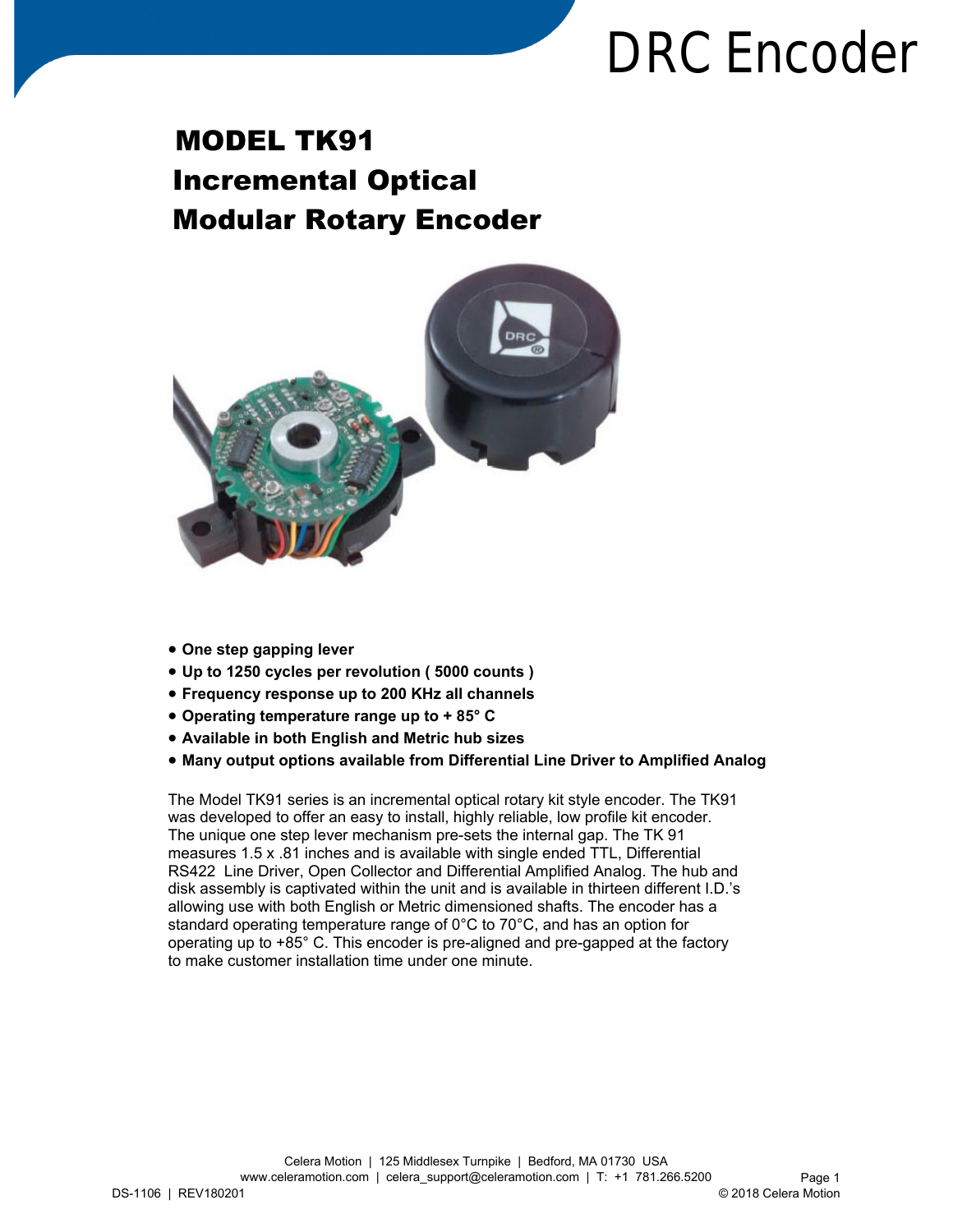# DRC Encoder

## MODEL TK91
## Incremental Optical
## Modular Rotary Encoder

- **One step gapping lever**
- **Up to 1250 cycles per revolution ( 5000 counts )**
- **Frequency response up to 200 KHz all channels**
- **Operating temperature range up to + 85° C**
- **Available in both English and Metric hub sizes**
- **Many output options available from Differential Line Driver to Amplified Analog**

The Model TK91 series is an incremental optical rotary kit style encoder. The TK91 was developed to offer an easy to install, highly reliable, low profile kit encoder. The unique one step lever mechanism pre-sets the internal gap. The TK 91 measures 1.5 x .81 inches and is available with single ended TTL, Differential RS422 Line Driver, Open Collector and Differential Amplified Analog. The hub and disk assembly is captivated within the unit and is available in thirteen different I.D.'s allowing use with both English or Metric dimensioned shafts. The encoder has a standard operating temperature range of 0°C to 70°C, and has an option for operating up to +85° C. This encoder is pre-aligned and pre-gapped at the factory to make customer installation time under one minute.

Celera Motion | 125 Middlesex Turnpike | Bedford, MA 01730 USA
www.celeramotion.com | celera_support@celeramotion.com | T: +1 781.266.5200

DS-1106 | REV180201 © 2018 Celera Motion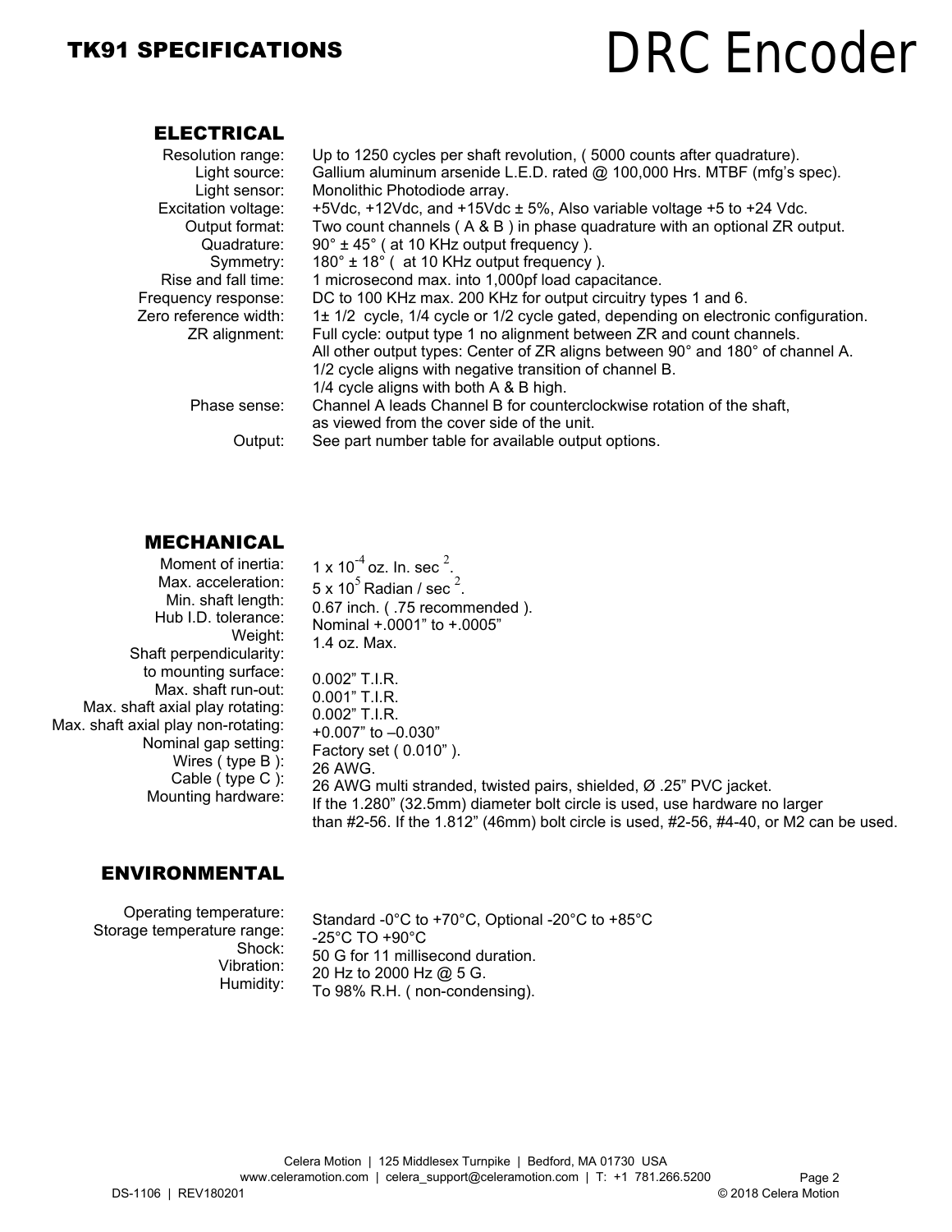# TK91 SPECIFICATIONS

# DRC Encoder

## ELECTRICAL

| | |
|---|---|
| Resolution range: | Up to 1250 cycles per shaft revolution, ( 5000 counts after quadrature). |
| Light source: | Gallium aluminum arsenide L.E.D. rated @ 100,000 Hrs. MTBF (mfg's spec). |
| Light sensor: | Monolithic Photodiode array. |
| Excitation voltage: | +5Vdc, +12Vdc, and +15Vdc ± 5%, Also variable voltage +5 to +24 Vdc. |
| Output format: | Two count channels ( A & B ) in phase quadrature with an optional ZR output. |
| Quadrature: | 90° ± 45° ( at 10 KHz output frequency ). |
| Symmetry: | 180° ± 18° ( at 10 KHz output frequency ). |
| Rise and fall time: | 1 microsecond max. into 1,000pf load capacitance. |
| Frequency response: | DC to 100 KHz max. 200 KHz for output circuitry types 1 and 6. |
| Zero reference width: | 1± 1/2 cycle, 1/4 cycle or 1/2 cycle gated, depending on electronic configuration. |
| ZR alignment: | Full cycle: output type 1 no alignment between ZR and count channels. All other output types: Center of ZR aligns between 90° and 180° of channel A. 1/2 cycle aligns with negative transition of channel B. 1/4 cycle aligns with both A & B high. |
| Phase sense: | Channel A leads Channel B for counterclockwise rotation of the shaft, as viewed from the cover side of the unit. |
| Output: | See part number table for available output options. |

## MECHANICAL

| | |
|---|---|
| Moment of inertia: | $1 \times 10^{-4}$ oz. In. sec $^2$. |
| Max. acceleration: | $5 \times 10^{5}$ Radian / sec $^2$. |
| Min. shaft length: | 0.67 inch. ( .75 recommended ). |
| Hub I.D. tolerance: | Nominal +.0001" to +.0005" |
| Weight: | 1.4 oz. Max. |
| Shaft perpendicularity: to mounting surface: | 0.002" T.I.R. |
| Max. shaft run-out: | 0.001" T.I.R. |
| Max. shaft axial play rotating: | 0.002" T.I.R. |
| Max. shaft axial play non-rotating: | +0.007" to –0.030" |
| Nominal gap setting: | Factory set ( 0.010" ). |
| Wires ( type B ): | 26 AWG. |
| Cable ( type C ): | 26 AWG multi stranded, twisted pairs, shielded, Ø .25" PVC jacket. |
| Mounting hardware: | If the 1.280" (32.5mm) diameter bolt circle is used, use hardware no larger than #2-56. If the 1.812" (46mm) bolt circle is used, #2-56, #4-40, or M2 can be used. |

## ENVIRONMENTAL

| | |
|---|---|
| Operating temperature: | Standard -0°C to +70°C, Optional -20°C to +85°C |
| Storage temperature range: | -25°C TO +90°C |
| Shock: | 50 G for 11 millisecond duration. |
| Vibration: | 20 Hz to 2000 Hz @ 5 G. |
| Humidity: | To 98% R.H. ( non-condensing). |

Celera Motion | 125 Middlesex Turnpike | Bedford, MA 01730 USA
www.celeramotion.com | celera_support@celeramotion.com | T: +1 781.266.5200

DS-1106 | REV180201

© 2018 Celera Motion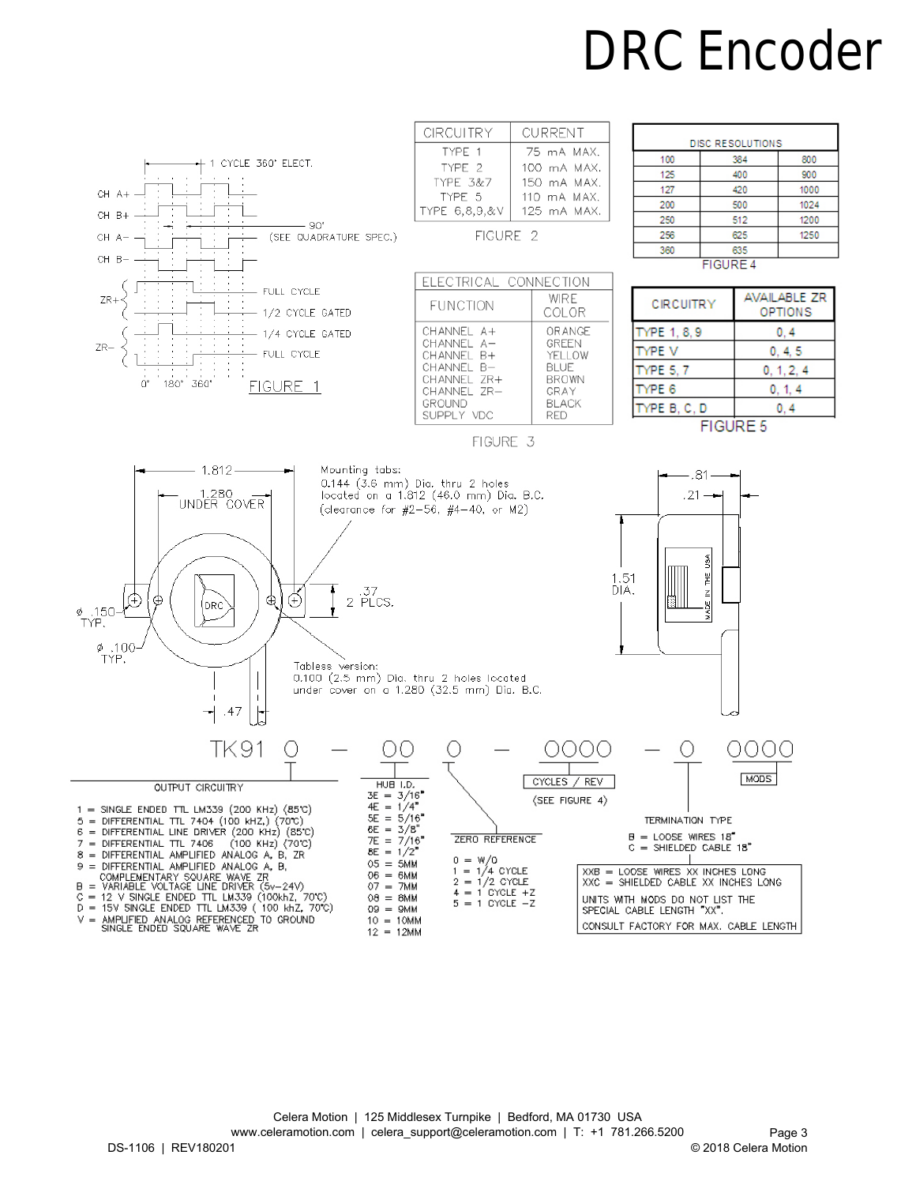# DRC Encoder

1 CYCLE 360° ELECT.

CH A+

CH B+

CH A−

CH B−

90° (SEE QUADRATURE SPEC.)

ZR+ FULL CYCLE

1/2 CYCLE GATED

ZR− 1/4 CYCLE GATED

FULL CYCLE

0° 180° 360°

FIGURE 1

| CIRCUITRY | CURRENT |
|---|---|
| TYPE 1 | 75 mA MAX. |
| TYPE 2 | 100 mA MAX. |
| TYPE 3&7 | 150 mA MAX. |
| TYPE 5 | 110 mA MAX. |
| TYPE 6,8,9,&V | 125 mA MAX. |

FIGURE 2

| ELECTRICAL CONNECTION | |
|---|---|
| FUNCTION | WIRE COLOR |
| CHANNEL A+ | ORANGE |
| CHANNEL A− | GREEN |
| CHANNEL B+ | YELLOW |
| CHANNEL B− | BLUE |
| CHANNEL ZR+ | BROWN |
| CHANNEL ZR− | GRAY |
| GROUND | BLACK |
| SUPPLY VDC | RED |

FIGURE 3

| DISC RESOLUTIONS | | |
|---|---|---|
| 100 | 384 | 800 |
| 125 | 400 | 900 |
| 127 | 420 | 1000 |
| 200 | 500 | 1024 |
| 250 | 512 | 1200 |
| 256 | 625 | 1250 |
| 360 | 635 | |

FIGURE 4

| CIRCUITRY | AVAILABLE ZR OPTIONS |
|---|---|
| TYPE 1, 8, 9 | 0, 4 |
| TYPE V | 0, 4, 5 |
| TYPE 5, 7 | 0, 1, 2, 4 |
| TYPE 6 | 0, 1, 4 |
| TYPE B, C, D | 0, 4 |

FIGURE 5

1.812

1.280 UNDER COVER

Mounting tabs:
0.144 (3.6 mm) Dia. thru 2 holes located on a 1.812 (46.0 mm) Dia. B.C. (clearance for #2-56, #4-40, or M2)

.37 2 PLCS.

ø .150 TYP.

ø .100 TYP.

.47

Tabless version:
0.100 (2.5 mm) Dia. thru 2 holes located under cover on a 1.280 (32.5 mm) Dia. B.C.

.81

.21

1.51 DIA.

MADE IN THE USA

TK91 O — OO O — OOOO — O OOOO

**OUTPUT CIRCUITRY**

1 = SINGLE ENDED TTL LM339 (200 KHz) (85°C)
5 = DIFFERENTIAL TTL 7404 (100 kHZ,) (70°C)
6 = DIFFERENTIAL LINE DRIVER (200 KHz) (85°C)
7 = DIFFERENTIAL TTL 7406 (100 KHz) (70°C)
8 = DIFFERENTIAL AMPLIFIED ANALOG A, B, ZR
9 = DIFFERENTIAL AMPLIFIED ANALOG A, B, COMPLEMENTARY SQUARE WAVE ZR
B = VARIABLE VOLTAGE LINE DRIVER (5v–24V)
C = 12 V SINGLE ENDED TTL LM339 (100khZ, 70°C)
D = 15V SINGLE ENDED TTL LM339 ( 100 kHZ, 70°C)
V = AMPLIFIED ANALOG REFERENCED TO GROUND SINGLE ENDED SQUARE WAVE ZR

**HUB I.D.**

3E = 3/16"
4E = 1/4"
5E = 5/16"
6E = 3/8"
7E = 7/16"
8E = 1/2"
05 = 5MM
06 = 6MM
07 = 7MM
08 = 8MM
09 = 9MM
10 = 10MM
12 = 12MM

**ZERO REFERENCE**

0 = W/O
1 = 1/4 CYCLE
2 = 1/2 CYCLE
4 = 1 CYCLE +Z
5 = 1 CYCLE −Z

**CYCLES / REV**

(SEE FIGURE 4)

**TERMINATION TYPE**

B = LOOSE WIRES 18"
C = SHIELDED CABLE 18"

XXB = LOOSE WIRES XX INCHES LONG
XXC = SHIELDED CABLE XX INCHES LONG

UNITS WITH MODS DO NOT LIST THE SPECIAL CABLE LENGTH "XX".

CONSULT FACTORY FOR MAX. CABLE LENGTH

**MODS**

Celera Motion | 125 Middlesex Turnpike | Bedford, MA 01730 USA
www.celeramotion.com | celera_support@celeramotion.com | T: +1 781.266.5200
DS-1106 | REV180201
© 2018 Celera Motion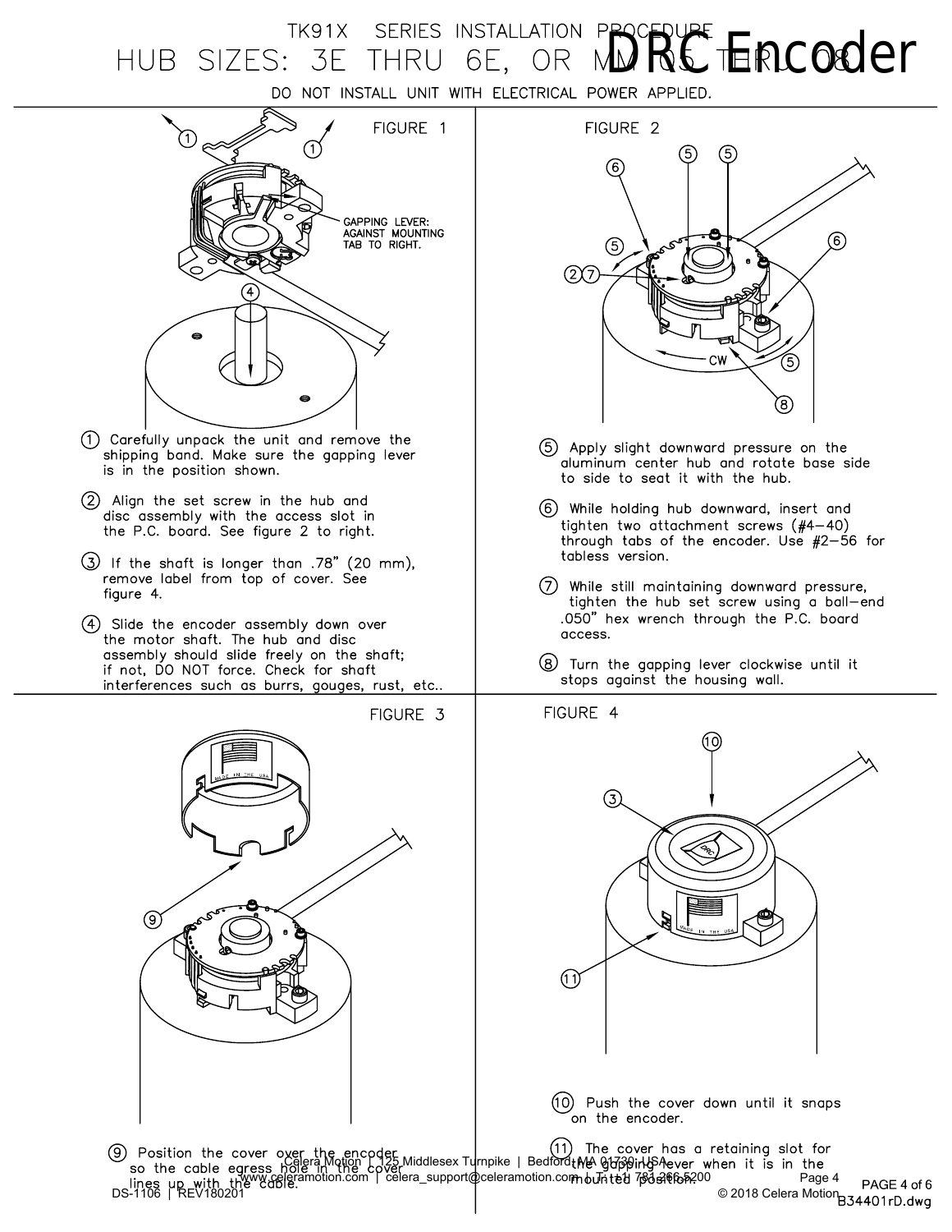# DRC Encoder

## TK91X SERIES INSTALLATION PROCEDURE
## HUB SIZES: 3E THRU 6E, OR MM05 THRU 08

DO NOT INSTALL UNIT WITH ELECTRICAL POWER APPLIED.

### FIGURE 1

GAPPING LEVER: AGAINST MOUNTING TAB TO RIGHT.

1. Carefully unpack the unit and remove the shipping band. Make sure the gapping lever is in the position shown.
2. Align the set screw in the hub and disc assembly with the access slot in the P.C. board. See figure 2 to right.
3. If the shaft is longer than .78" (20 mm), remove label from top of cover. See figure 4.
4. Slide the encoder assembly down over the motor shaft. The hub and disc assembly should slide freely on the shaft; if not, DO NOT force. Check for shaft interferences such as burrs, gouges, rust, etc..

### FIGURE 2

CW

5. Apply slight downward pressure on the aluminum center hub and rotate base side to side to seat it with the hub.
6. While holding hub downward, insert and tighten two attachment screws (#4–40) through tabs of the encoder. Use #2–56 for tabless version.
7. While still maintaining downward pressure, tighten the hub set screw using a ball–end .050" hex wrench through the P.C. board access.
8. Turn the gapping lever clockwise until it stops against the housing wall.

### FIGURE 3

9. Position the cover over the encoder so the cable egress hole in the cover lines up with the cable.

### FIGURE 4

10. Push the cover down until it snaps on the encoder.
11. The cover has a retaining slot for the gapping lever when it is in the mounted position.

B34401rD.dwg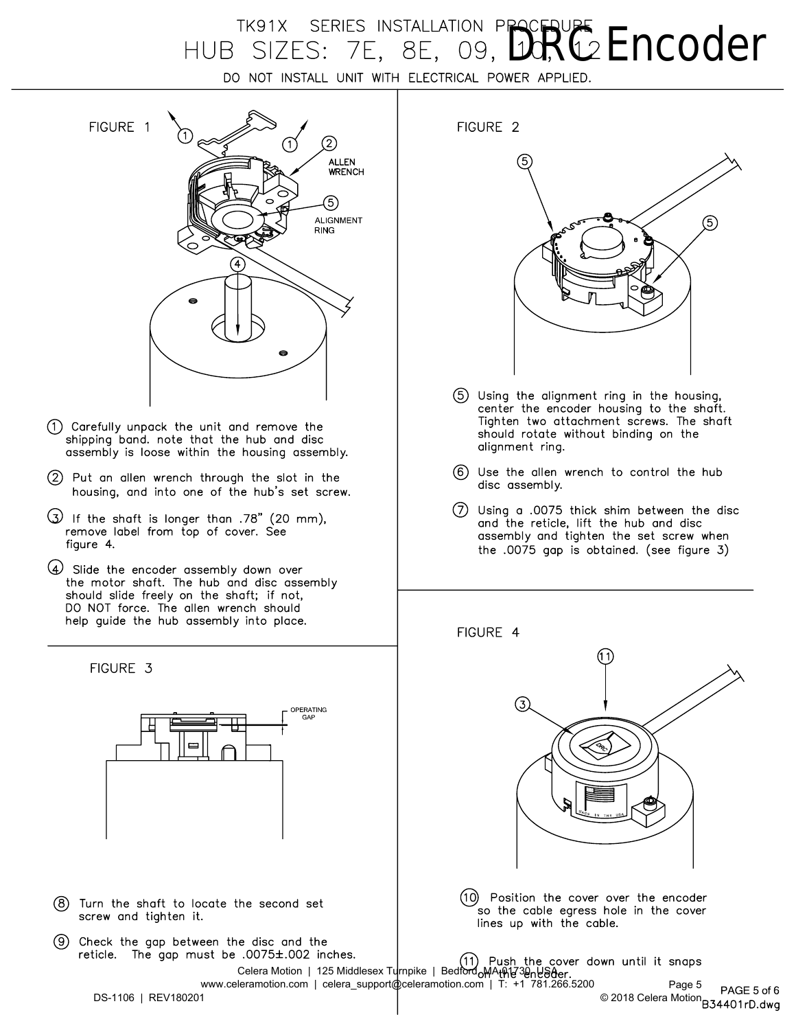# TK91X SERIES INSTALLATION PROCEDURE

## HUB SIZES: 7E, 8E, 09, 10, 12

# DRC Encoder

DO NOT INSTALL UNIT WITH ELECTRICAL POWER APPLIED.

FIGURE 1

1
1
2
ALLEN WRENCH
5
ALIGNMENT RING
4

1. Carefully unpack the unit and remove the shipping band. note that the hub and disc assembly is loose within the housing assembly.

2. Put an allen wrench through the slot in the housing, and into one of the hub's set screw.

3. If the shaft is longer than .78" (20 mm), remove label from top of cover. See figure 4.

4. Slide the encoder assembly down over the motor shaft. The hub and disc assembly should slide freely on the shaft; if not, DO NOT force. The allen wrench should help guide the hub assembly into place.

FIGURE 2

5
5

5. Using the alignment ring in the housing, center the encoder housing to the shaft. Tighten two attachment screws. The shaft should rotate without binding on the alignment ring.

6. Use the allen wrench to control the hub disc assembly.

7. Using a .0075 thick shim between the disc and the reticle, lift the hub and disc assembly and tighten the set screw when the .0075 gap is obtained. (see figure 3)

FIGURE 3

OPERATING GAP

8. Turn the shaft to locate the second set screw and tighten it.

9. Check the gap between the disc and the reticle. The gap must be .0075±.002 inches.

FIGURE 4

11
3

10. Position the cover over the encoder so the cable egress hole in the cover lines up with the cable.

11. Push the cover down until it snaps on the encoder.

Celera Motion | 125 Middlesex Turnpike | Bedford, MA 01730, USA
www.celeramotion.com | celera_support@celeramotion.com | T: +1 781.266.5200

DS-1106 | REV180201

© 2018 Celera Motion

B34401rD.dwg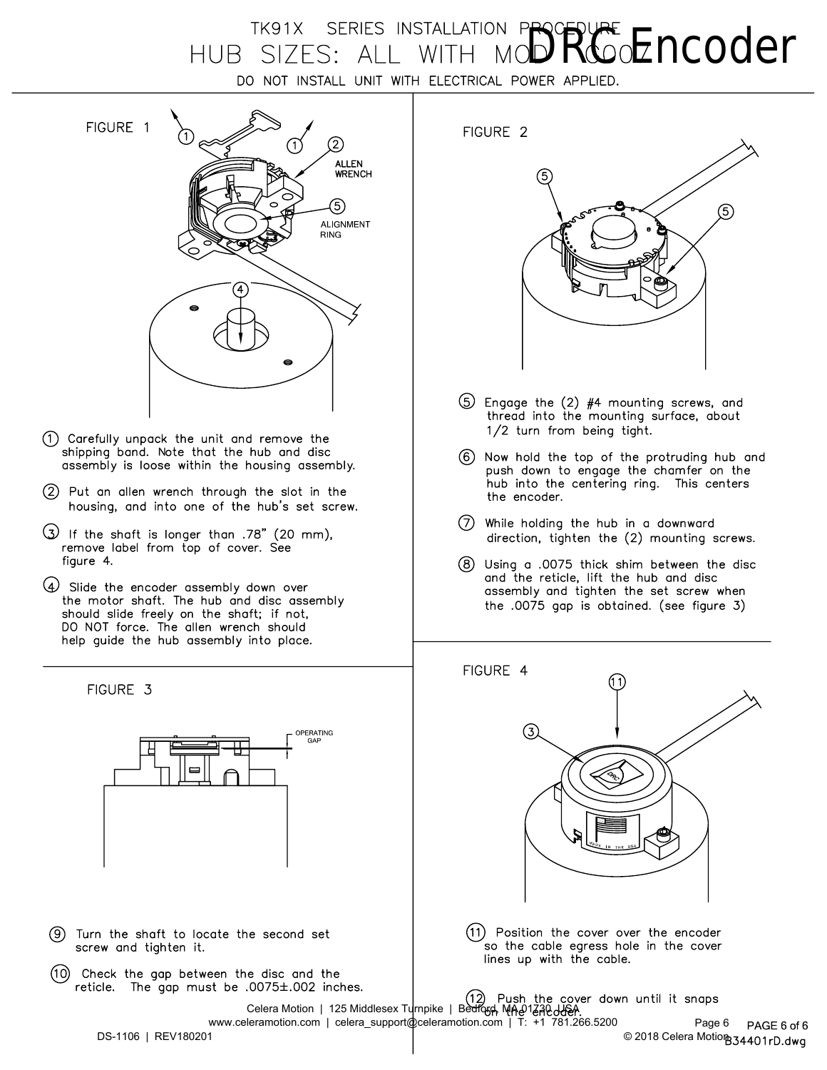# DRC Encoder

## TK91X SERIES INSTALLATION PROCEDURE

## HUB SIZES: ALL WITH MOD 6002

DO NOT INSTALL UNIT WITH ELECTRICAL POWER APPLIED.

FIGURE 1

1
1
2
ALLEN WRENCH
5
ALIGNMENT RING
4

1. Carefully unpack the unit and remove the shipping band. Note that the hub and disc assembly is loose within the housing assembly.

2. Put an allen wrench through the slot in the housing, and into one of the hub's set screw.

3. If the shaft is longer than .78" (20 mm), remove label from top of cover. See figure 4.

4. Slide the encoder assembly down over the motor shaft. The hub and disc assembly should slide freely on the shaft; if not, DO NOT force. The allen wrench should help guide the hub assembly into place.

FIGURE 2

5
5

5. Engage the (2) #4 mounting screws, and thread into the mounting surface, about 1/2 turn from being tight.

6. Now hold the top of the protruding hub and push down to engage the chamfer on the hub into the centering ring. This centers the encoder.

7. While holding the hub in a downward direction, tighten the (2) mounting screws.

8. Using a .0075 thick shim between the disc and the reticle, lift the hub and disc assembly and tighten the set screw when the .0075 gap is obtained. (see figure 3)

FIGURE 3

OPERATING GAP

9. Turn the shaft to locate the second set screw and tighten it.

10. Check the gap between the disc and the reticle. The gap must be .0075±.002 inches.

FIGURE 4

11
3

11. Position the cover over the encoder so the cable egress hole in the cover lines up with the cable.

12. Push the cover down until it snaps on the encoder.

Celera Motion | 125 Middlesex Turnpike | Bedford, MA 01730 USA
www.celeramotion.com | celera_support@celeramotion.com | T: +1 781.266.5200

DS-1106 | REV180201

© 2018 Celera Motion

B34401rD.dwg